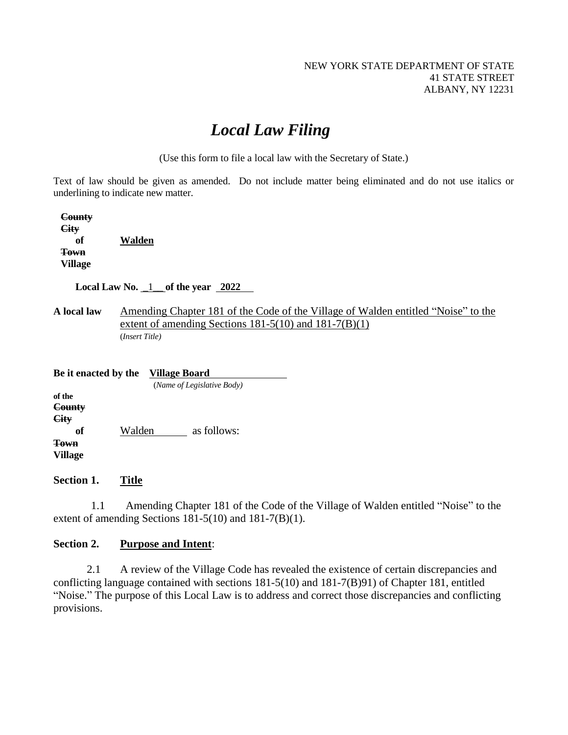NEW YORK STATE DEPARTMENT OF STATE
41 STATE STREET
ALBANY, NY 12231

# *Local Law Filing*

(Use this form to file a local law with the Secretary of State.)

Text of law should be given as amended. Do not include matter being eliminated and do not use italics or underlining to indicate new matter.

**~~County~~**
**~~City~~**
**of** **Walden**
**~~Town~~**
**Village**

**Local Law No. _1__ of the year 2022**

**A local law** Amending Chapter 181 of the Code of the Village of Walden entitled "Noise" to the extent of amending Sections 181-5(10) and 181-7(B)(1)
(*Insert Title)*

**Be it enacted by the Village Board**
(*Name of Legislative Body)*

**of the**
**~~County~~**
**~~City~~**
**of** Walden as follows:
**~~Town~~**
**Village**

## Section 1. Title

1.1 Amending Chapter 181 of the Code of the Village of Walden entitled "Noise" to the extent of amending Sections 181-5(10) and 181-7(B)(1).

## Section 2. Purpose and Intent:

2.1 A review of the Village Code has revealed the existence of certain discrepancies and conflicting language contained with sections 181-5(10) and 181-7(B)91) of Chapter 181, entitled "Noise." The purpose of this Local Law is to address and correct those discrepancies and conflicting provisions.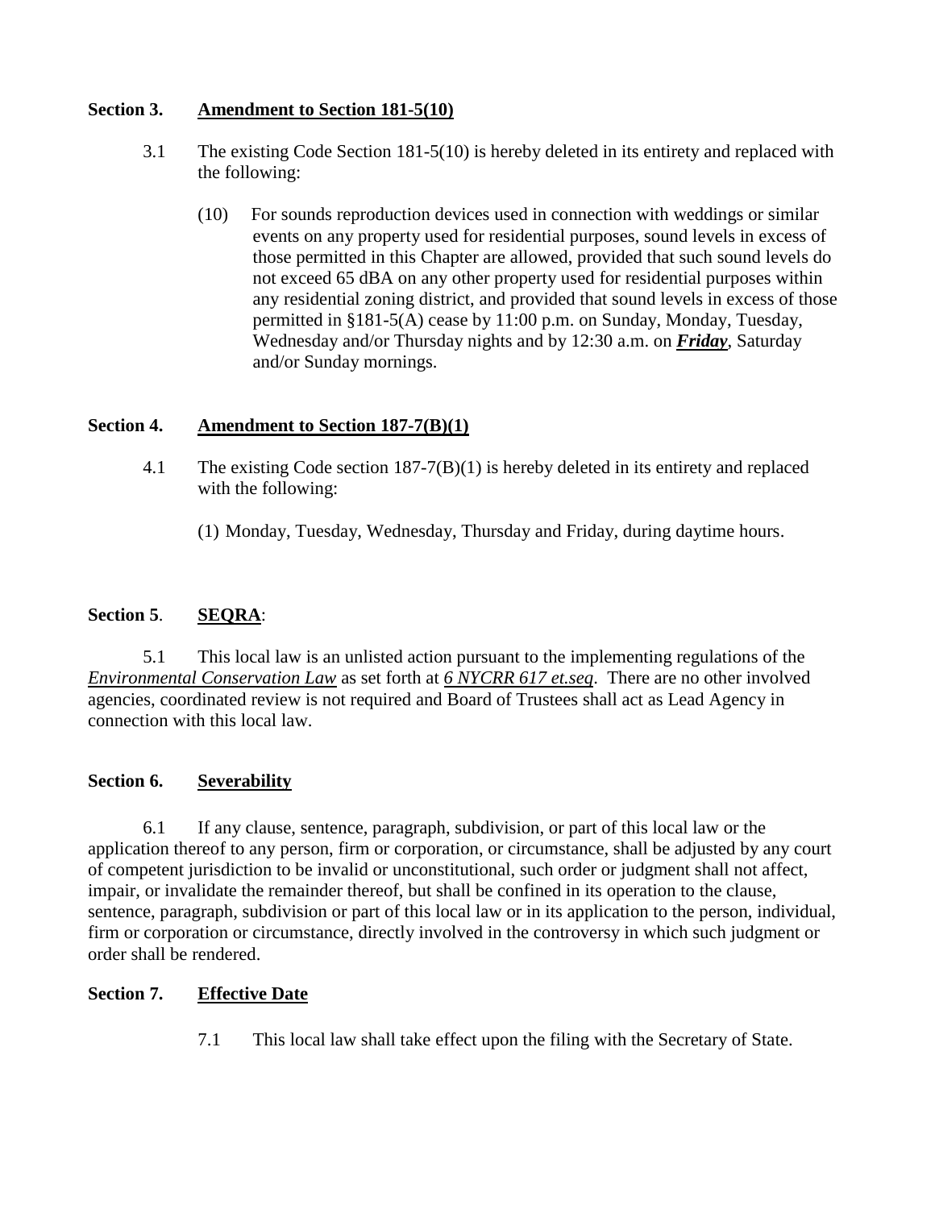**Section 3.** **Amendment to Section 181-5(10)**

3.1 The existing Code Section 181-5(10) is hereby deleted in its entirety and replaced with the following:

(10) For sounds reproduction devices used in connection with weddings or similar events on any property used for residential purposes, sound levels in excess of those permitted in this Chapter are allowed, provided that such sound levels do not exceed 65 dBA on any other property used for residential purposes within any residential zoning district, and provided that sound levels in excess of those permitted in §181-5(A) cease by 11:00 p.m. on Sunday, Monday, Tuesday, Wednesday and/or Thursday nights and by 12:30 a.m. on ***Friday***, Saturday and/or Sunday mornings.

**Section 4.** **Amendment to Section 187-7(B)(1)**

4.1 The existing Code section 187-7(B)(1) is hereby deleted in its entirety and replaced with the following:

(1) Monday, Tuesday, Wednesday, Thursday and Friday, during daytime hours.

**Section 5**. **SEQRA**:

5.1 This local law is an unlisted action pursuant to the implementing regulations of the *Environmental Conservation Law* as set forth at *6 NYCRR 617 et.seq*. There are no other involved agencies, coordinated review is not required and Board of Trustees shall act as Lead Agency in connection with this local law.

**Section 6.** **Severability**

6.1 If any clause, sentence, paragraph, subdivision, or part of this local law or the application thereof to any person, firm or corporation, or circumstance, shall be adjusted by any court of competent jurisdiction to be invalid or unconstitutional, such order or judgment shall not affect, impair, or invalidate the remainder thereof, but shall be confined in its operation to the clause, sentence, paragraph, subdivision or part of this local law or in its application to the person, individual, firm or corporation or circumstance, directly involved in the controversy in which such judgment or order shall be rendered.

**Section 7.** **Effective Date**

7.1 This local law shall take effect upon the filing with the Secretary of State.